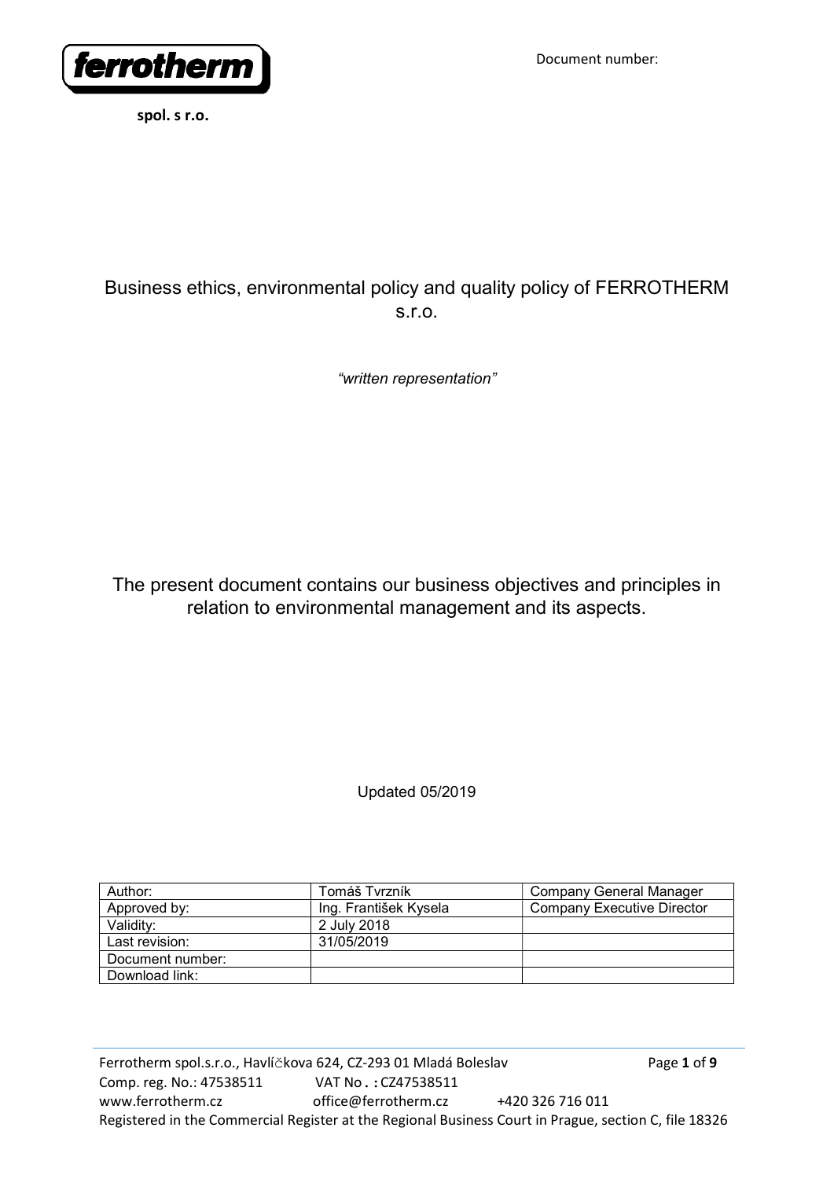ferrotherm

**spol. s r.o.**

Document number:

# Business ethics, environmental policy and quality policy of FERROTHERM s.r.o.

*"written representation"*

The present document contains our business objectives and principles in relation to environmental management and its aspects.

Updated 05/2019

| Author: | Tomáš Tvrzník | Company General Manager |
|---|---|---|
| Approved by: | Ing. František Kysela | Company Executive Director |
| Validity: | 2 July 2018 | |
| Last revision: | 31/05/2019 | |
| Document number: | | |
| Download link: | | |

Ferrotherm spol.s.r.o., Havlíčkova 624, CZ-293 01 Mladá Boleslav
Comp. reg. No.: 47538511 VAT No.: CZ47538511
www.ferrotherm.cz office@ferrotherm.cz +420 326 716 011
Registered in the Commercial Register at the Regional Business Court in Prague, section C, file 18326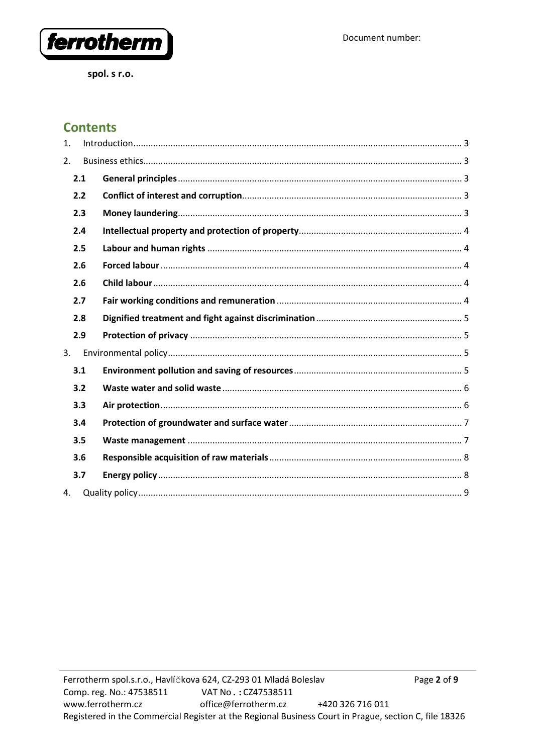## Contents

1. Introduction ... 3
2. Business ethics ... 3
   - **2.1 General principles** ... 3
   - **2.2 Conflict of interest and corruption** ... 3
   - **2.3 Money laundering** ... 3
   - **2.4 Intellectual property and protection of property** ... 4
   - **2.5 Labour and human rights** ... 4
   - **2.6 Forced labour** ... 4
   - **2.6 Child labour** ... 4
   - **2.7 Fair working conditions and remuneration** ... 4
   - **2.8 Dignified treatment and fight against discrimination** ... 5
   - **2.9 Protection of privacy** ... 5
3. Environmental policy ... 5
   - **3.1 Environment pollution and saving of resources** ... 5
   - **3.2 Waste water and solid waste** ... 6
   - **3.3 Air protection** ... 6
   - **3.4 Protection of groundwater and surface water** ... 7
   - **3.5 Waste management** ... 7
   - **3.6 Responsible acquisition of raw materials** ... 8
   - **3.7 Energy policy** ... 8
4. Quality policy ... 9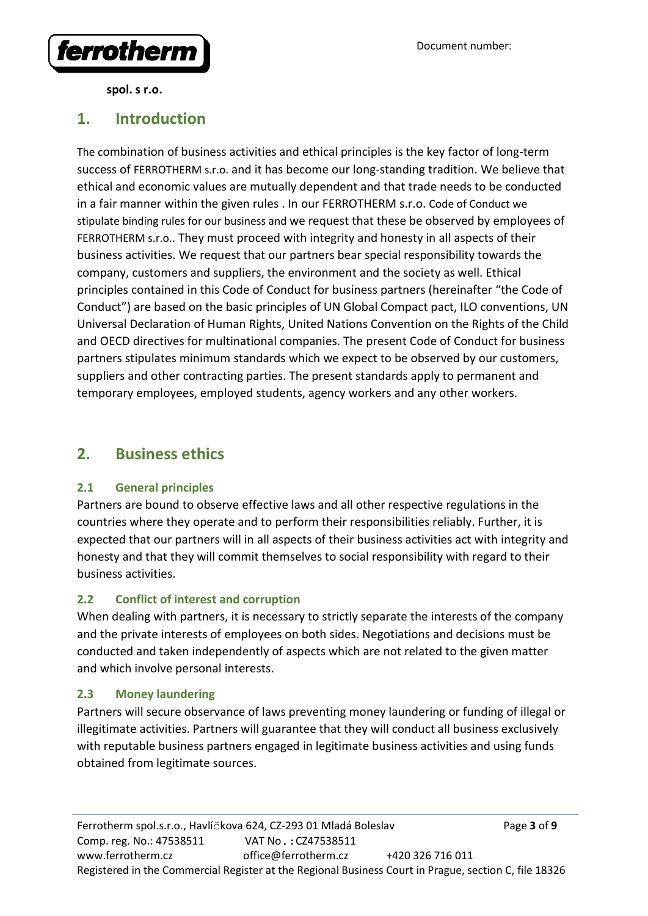## 1. Introduction

The combination of business activities and ethical principles is the key factor of long-term success of FERROTHERM s.r.o. and it has become our long-standing tradition. We believe that ethical and economic values are mutually dependent and that trade needs to be conducted in a fair manner within the given rules . In our FERROTHERM s.r.o. Code of Conduct we stipulate binding rules for our business and we request that these be observed by employees of FERROTHERM s.r.o.. They must proceed with integrity and honesty in all aspects of their business activities. We request that our partners bear special responsibility towards the company, customers and suppliers, the environment and the society as well. Ethical principles contained in this Code of Conduct for business partners (hereinafter "the Code of Conduct") are based on the basic principles of UN Global Compact pact, ILO conventions, UN Universal Declaration of Human Rights, United Nations Convention on the Rights of the Child and OECD directives for multinational companies. The present Code of Conduct for business partners stipulates minimum standards which we expect to be observed by our customers, suppliers and other contracting parties. The present standards apply to permanent and temporary employees, employed students, agency workers and any other workers.

## 2. Business ethics

### 2.1 General principles

Partners are bound to observe effective laws and all other respective regulations in the countries where they operate and to perform their responsibilities reliably. Further, it is expected that our partners will in all aspects of their business activities act with integrity and honesty and that they will commit themselves to social responsibility with regard to their business activities.

### 2.2 Conflict of interest and corruption

When dealing with partners, it is necessary to strictly separate the interests of the company and the private interests of employees on both sides. Negotiations and decisions must be conducted and taken independently of aspects which are not related to the given matter and which involve personal interests.

### 2.3 Money laundering

Partners will secure observance of laws preventing money laundering or funding of illegal or illegitimate activities. Partners will guarantee that they will conduct all business exclusively with reputable business partners engaged in legitimate business activities and using funds obtained from legitimate sources.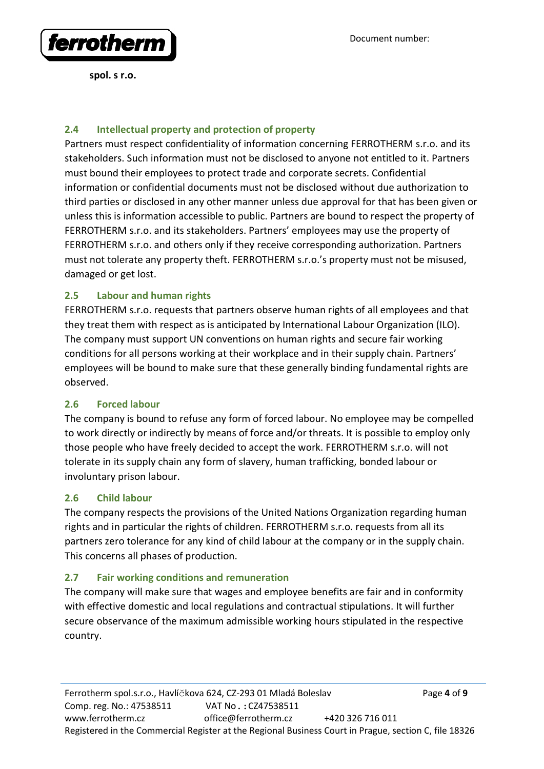## 2.4 Intellectual property and protection of property

Partners must respect confidentiality of information concerning FERROTHERM s.r.o. and its stakeholders. Such information must not be disclosed to anyone not entitled to it. Partners must bound their employees to protect trade and corporate secrets. Confidential information or confidential documents must not be disclosed without due authorization to third parties or disclosed in any other manner unless due approval for that has been given or unless this is information accessible to public. Partners are bound to respect the property of FERROTHERM s.r.o. and its stakeholders. Partners' employees may use the property of FERROTHERM s.r.o. and others only if they receive corresponding authorization. Partners must not tolerate any property theft. FERROTHERM s.r.o.'s property must not be misused, damaged or get lost.

## 2.5 Labour and human rights

FERROTHERM s.r.o. requests that partners observe human rights of all employees and that they treat them with respect as is anticipated by International Labour Organization (ILO). The company must support UN conventions on human rights and secure fair working conditions for all persons working at their workplace and in their supply chain. Partners' employees will be bound to make sure that these generally binding fundamental rights are observed.

## 2.6 Forced labour

The company is bound to refuse any form of forced labour. No employee may be compelled to work directly or indirectly by means of force and/or threats. It is possible to employ only those people who have freely decided to accept the work. FERROTHERM s.r.o. will not tolerate in its supply chain any form of slavery, human trafficking, bonded labour or involuntary prison labour.

## 2.6 Child labour

The company respects the provisions of the United Nations Organization regarding human rights and in particular the rights of children. FERROTHERM s.r.o. requests from all its partners zero tolerance for any kind of child labour at the company or in the supply chain. This concerns all phases of production.

## 2.7 Fair working conditions and remuneration

The company will make sure that wages and employee benefits are fair and in conformity with effective domestic and local regulations and contractual stipulations. It will further secure observance of the maximum admissible working hours stipulated in the respective country.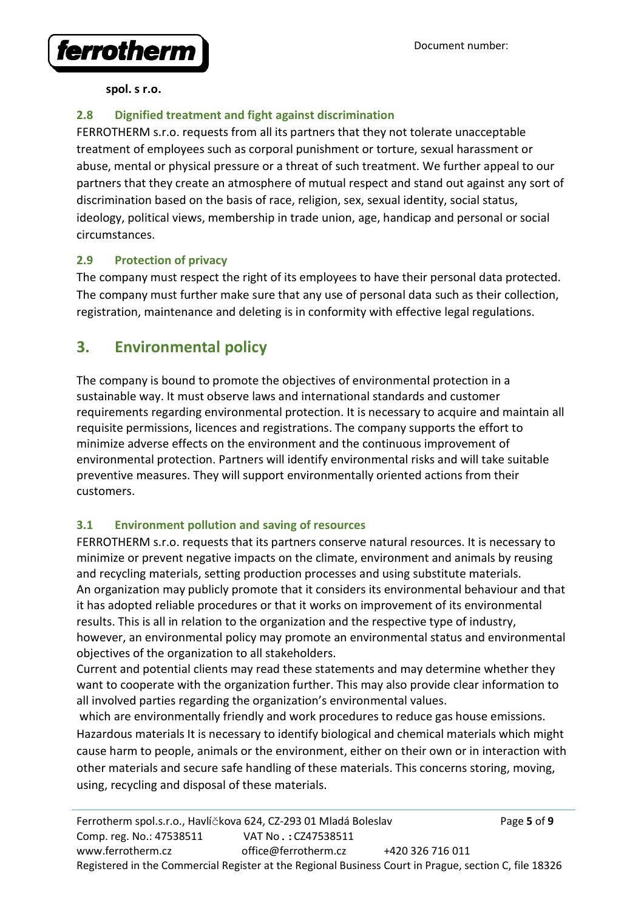### 2.8 Dignified treatment and fight against discrimination

FERROTHERM s.r.o. requests from all its partners that they not tolerate unacceptable treatment of employees such as corporal punishment or torture, sexual harassment or abuse, mental or physical pressure or a threat of such treatment. We further appeal to our partners that they create an atmosphere of mutual respect and stand out against any sort of discrimination based on the basis of race, religion, sex, sexual identity, social status, ideology, political views, membership in trade union, age, handicap and personal or social circumstances.

### 2.9 Protection of privacy

The company must respect the right of its employees to have their personal data protected. The company must further make sure that any use of personal data such as their collection, registration, maintenance and deleting is in conformity with effective legal regulations.

## 3. Environmental policy

The company is bound to promote the objectives of environmental protection in a sustainable way. It must observe laws and international standards and customer requirements regarding environmental protection. It is necessary to acquire and maintain all requisite permissions, licences and registrations. The company supports the effort to minimize adverse effects on the environment and the continuous improvement of environmental protection. Partners will identify environmental risks and will take suitable preventive measures. They will support environmentally oriented actions from their customers.

### 3.1 Environment pollution and saving of resources

FERROTHERM s.r.o. requests that its partners conserve natural resources. It is necessary to minimize or prevent negative impacts on the climate, environment and animals by reusing and recycling materials, setting production processes and using substitute materials.
An organization may publicly promote that it considers its environmental behaviour and that it has adopted reliable procedures or that it works on improvement of its environmental results. This is all in relation to the organization and the respective type of industry, however, an environmental policy may promote an environmental status and environmental objectives of the organization to all stakeholders.
Current and potential clients may read these statements and may determine whether they want to cooperate with the organization further. This may also provide clear information to all involved parties regarding the organization's environmental values.
which are environmentally friendly and work procedures to reduce gas house emissions.
Hazardous materials It is necessary to identify biological and chemical materials which might cause harm to people, animals or the environment, either on their own or in interaction with other materials and secure safe handling of these materials. This concerns storing, moving, using, recycling and disposal of these materials.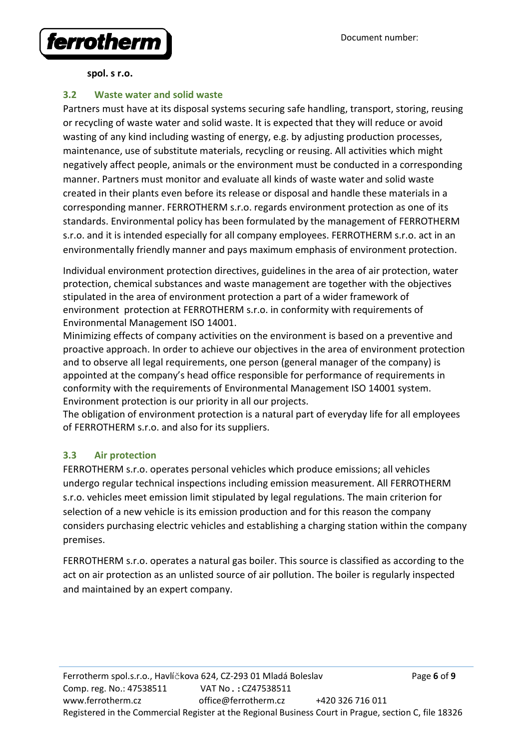### 3.2 Waste water and solid waste

Partners must have at its disposal systems securing safe handling, transport, storing, reusing or recycling of waste water and solid waste. It is expected that they will reduce or avoid wasting of any kind including wasting of energy, e.g. by adjusting production processes, maintenance, use of substitute materials, recycling or reusing. All activities which might negatively affect people, animals or the environment must be conducted in a corresponding manner. Partners must monitor and evaluate all kinds of waste water and solid waste created in their plants even before its release or disposal and handle these materials in a corresponding manner. FERROTHERM s.r.o. regards environment protection as one of its standards. Environmental policy has been formulated by the management of FERROTHERM s.r.o. and it is intended especially for all company employees. FERROTHERM s.r.o. act in an environmentally friendly manner and pays maximum emphasis of environment protection.

Individual environment protection directives, guidelines in the area of air protection, water protection, chemical substances and waste management are together with the objectives stipulated in the area of environment protection a part of a wider framework of environment protection at FERROTHERM s.r.o. in conformity with requirements of Environmental Management ISO 14001.
Minimizing effects of company activities on the environment is based on a preventive and proactive approach. In order to achieve our objectives in the area of environment protection and to observe all legal requirements, one person (general manager of the company) is appointed at the company's head office responsible for performance of requirements in conformity with the requirements of Environmental Management ISO 14001 system. Environment protection is our priority in all our projects.
The obligation of environment protection is a natural part of everyday life for all employees of FERROTHERM s.r.o. and also for its suppliers.

### 3.3 Air protection

FERROTHERM s.r.o. operates personal vehicles which produce emissions; all vehicles undergo regular technical inspections including emission measurement. All FERROTHERM s.r.o. vehicles meet emission limit stipulated by legal regulations. The main criterion for selection of a new vehicle is its emission production and for this reason the company considers purchasing electric vehicles and establishing a charging station within the company premises.

FERROTHERM s.r.o. operates a natural gas boiler. This source is classified as according to the act on air protection as an unlisted source of air pollution. The boiler is regularly inspected and maintained by an expert company.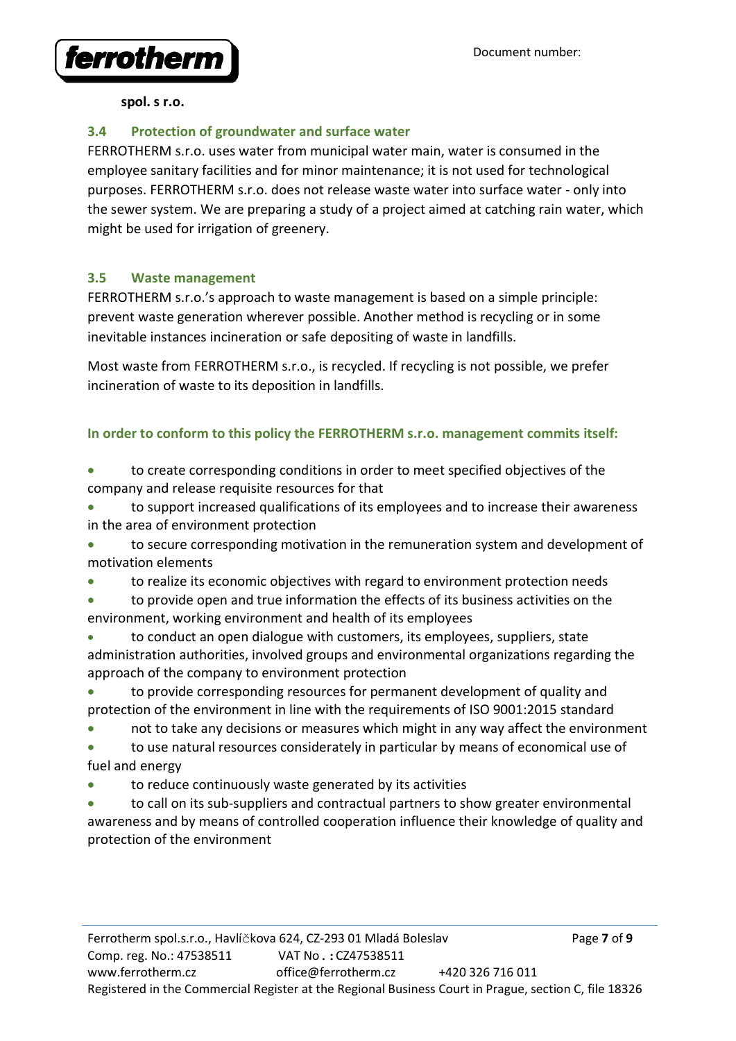### 3.4 Protection of groundwater and surface water

FERROTHERM s.r.o. uses water from municipal water main, water is consumed in the employee sanitary facilities and for minor maintenance; it is not used for technological purposes. FERROTHERM s.r.o. does not release waste water into surface water - only into the sewer system. We are preparing a study of a project aimed at catching rain water, which might be used for irrigation of greenery.

### 3.5 Waste management

FERROTHERM s.r.o.'s approach to waste management is based on a simple principle: prevent waste generation wherever possible. Another method is recycling or in some inevitable instances incineration or safe depositing of waste in landfills.

Most waste from FERROTHERM s.r.o., is recycled. If recycling is not possible, we prefer incineration of waste to its deposition in landfills.

**In order to conform to this policy the FERROTHERM s.r.o. management commits itself:**

- to create corresponding conditions in order to meet specified objectives of the company and release requisite resources for that
- to support increased qualifications of its employees and to increase their awareness in the area of environment protection
- to secure corresponding motivation in the remuneration system and development of motivation elements
- to realize its economic objectives with regard to environment protection needs
- to provide open and true information the effects of its business activities on the environment, working environment and health of its employees
- to conduct an open dialogue with customers, its employees, suppliers, state administration authorities, involved groups and environmental organizations regarding the approach of the company to environment protection
- to provide corresponding resources for permanent development of quality and protection of the environment in line with the requirements of ISO 9001:2015 standard
- not to take any decisions or measures which might in any way affect the environment
- to use natural resources considerately in particular by means of economical use of fuel and energy
- to reduce continuously waste generated by its activities
- to call on its sub-suppliers and contractual partners to show greater environmental awareness and by means of controlled cooperation influence their knowledge of quality and protection of the environment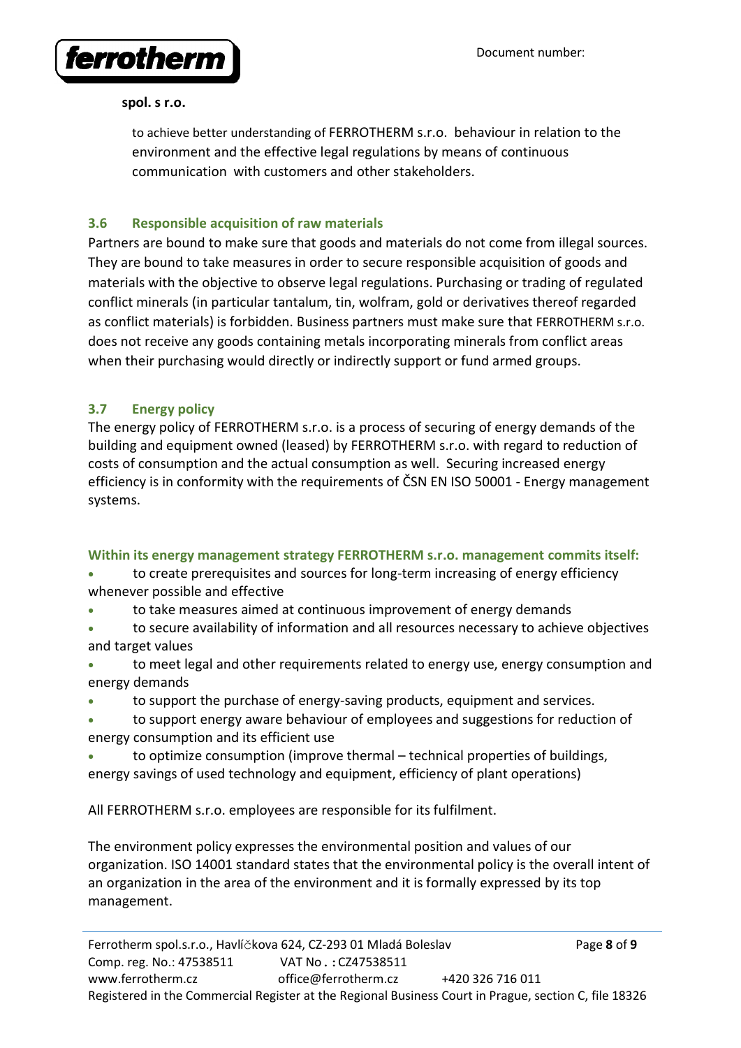to achieve better understanding of FERROTHERM s.r.o. behaviour in relation to the environment and the effective legal regulations by means of continuous communication with customers and other stakeholders.

### 3.6 Responsible acquisition of raw materials

Partners are bound to make sure that goods and materials do not come from illegal sources. They are bound to take measures in order to secure responsible acquisition of goods and materials with the objective to observe legal regulations. Purchasing or trading of regulated conflict minerals (in particular tantalum, tin, wolfram, gold or derivatives thereof regarded as conflict materials) is forbidden. Business partners must make sure that FERROTHERM s.r.o. does not receive any goods containing metals incorporating minerals from conflict areas when their purchasing would directly or indirectly support or fund armed groups.

### 3.7 Energy policy

The energy policy of FERROTHERM s.r.o. is a process of securing of energy demands of the building and equipment owned (leased) by FERROTHERM s.r.o. with regard to reduction of costs of consumption and the actual consumption as well. Securing increased energy efficiency is in conformity with the requirements of ČSN EN ISO 50001 - Energy management systems.

**Within its energy management strategy FERROTHERM s.r.o. management commits itself:**

- to create prerequisites and sources for long-term increasing of energy efficiency whenever possible and effective
- to take measures aimed at continuous improvement of energy demands
- to secure availability of information and all resources necessary to achieve objectives and target values
- to meet legal and other requirements related to energy use, energy consumption and energy demands
- to support the purchase of energy-saving products, equipment and services.
- to support energy aware behaviour of employees and suggestions for reduction of energy consumption and its efficient use
- to optimize consumption (improve thermal – technical properties of buildings, energy savings of used technology and equipment, efficiency of plant operations)

All FERROTHERM s.r.o. employees are responsible for its fulfilment.

The environment policy expresses the environmental position and values of our organization. ISO 14001 standard states that the environmental policy is the overall intent of an organization in the area of the environment and it is formally expressed by its top management.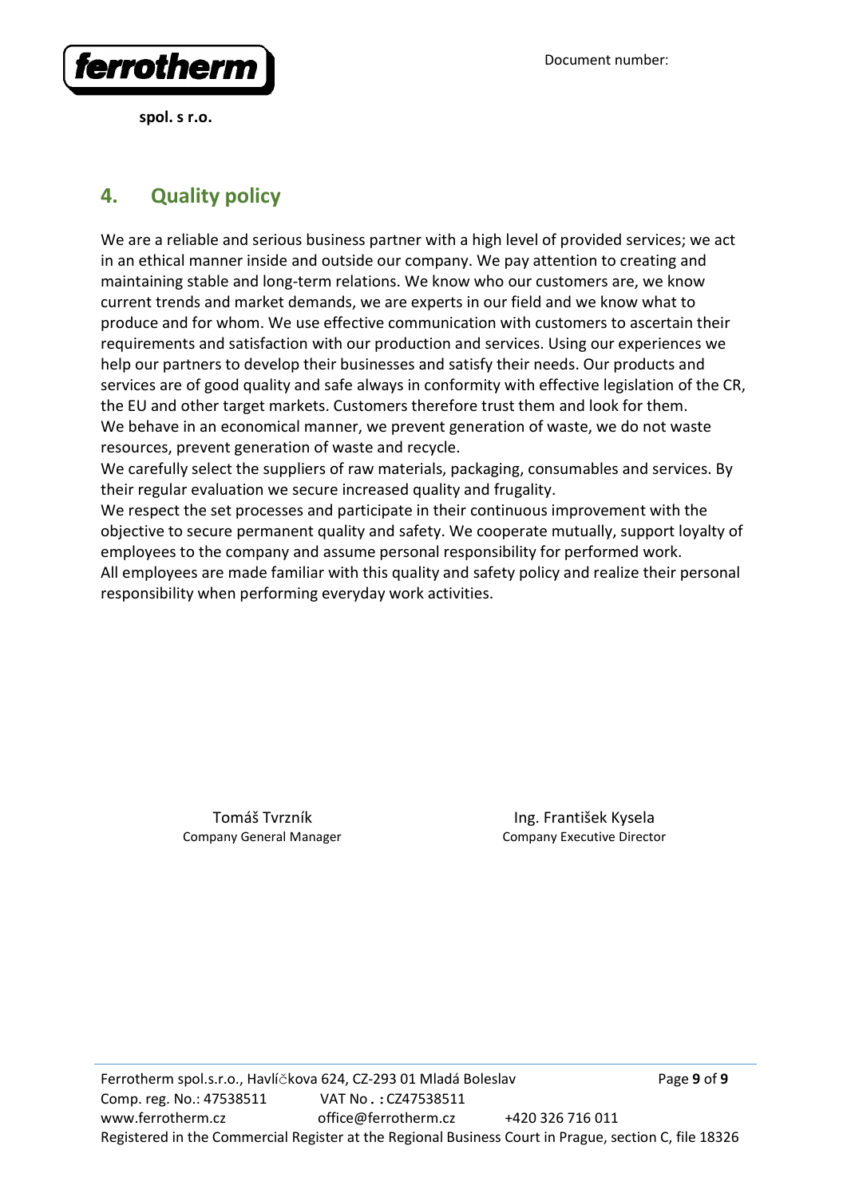## 4. Quality policy

We are a reliable and serious business partner with a high level of provided services; we act in an ethical manner inside and outside our company. We pay attention to creating and maintaining stable and long-term relations. We know who our customers are, we know current trends and market demands, we are experts in our field and we know what to produce and for whom. We use effective communication with customers to ascertain their requirements and satisfaction with our production and services. Using our experiences we help our partners to develop their businesses and satisfy their needs. Our products and services are of good quality and safe always in conformity with effective legislation of the CR, the EU and other target markets. Customers therefore trust them and look for them.
We behave in an economical manner, we prevent generation of waste, we do not waste resources, prevent generation of waste and recycle.
We carefully select the suppliers of raw materials, packaging, consumables and services. By their regular evaluation we secure increased quality and frugality.
We respect the set processes and participate in their continuous improvement with the objective to secure permanent quality and safety. We cooperate mutually, support loyalty of employees to the company and assume personal responsibility for performed work.
All employees are made familiar with this quality and safety policy and realize their personal responsibility when performing everyday work activities.

Tomáš Tvrzník
Company General Manager

Ing. František Kysela
Company Executive Director